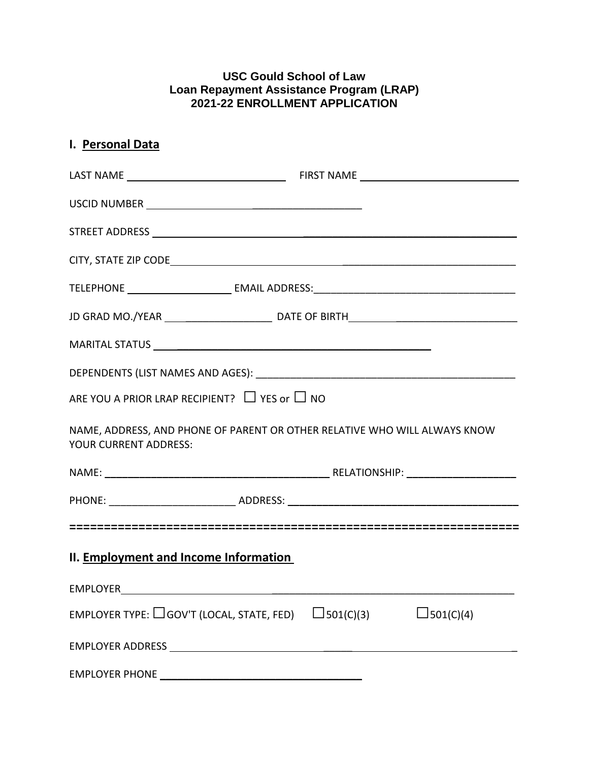**USC Gould School of Law**
**Loan Repayment Assistance Program (LRAP)**
**2021-22 ENROLLMENT APPLICATION**

## I. Personal Data

LAST NAME ____________________________ FIRST NAME ____________________________

USCID NUMBER ______________________________________

STREET ADDRESS ______________________________________________________________

CITY, STATE ZIP CODE __________________________________________________________

TELEPHONE __________________ EMAIL ADDRESS: __________________________________

JD GRAD MO./YEAR ___________________ DATE OF BIRTH ___________________________

MARITAL STATUS _______________________________________________

DEPENDENTS (LIST NAMES AND AGES): ______________________________________________

ARE YOU A PRIOR LRAP RECIPIENT? ☐ YES or ☐ NO

NAME, ADDRESS, AND PHONE OF PARENT OR OTHER RELATIVE WHO WILL ALWAYS KNOW YOUR CURRENT ADDRESS:

NAME: _______________________________________ RELATIONSHIP: ___________________

PHONE: ______________________ ADDRESS: _________________________________________

==============================================================

## II. Employment and Income Information

EMPLOYER ____________________________________________________________________

EMPLOYER TYPE: ☐GOV'T (LOCAL, STATE, FED) ☐501(C)(3) ☐501(C)(4)

EMPLOYER ADDRESS ____________________________________________________________

EMPLOYER PHONE ___________________________________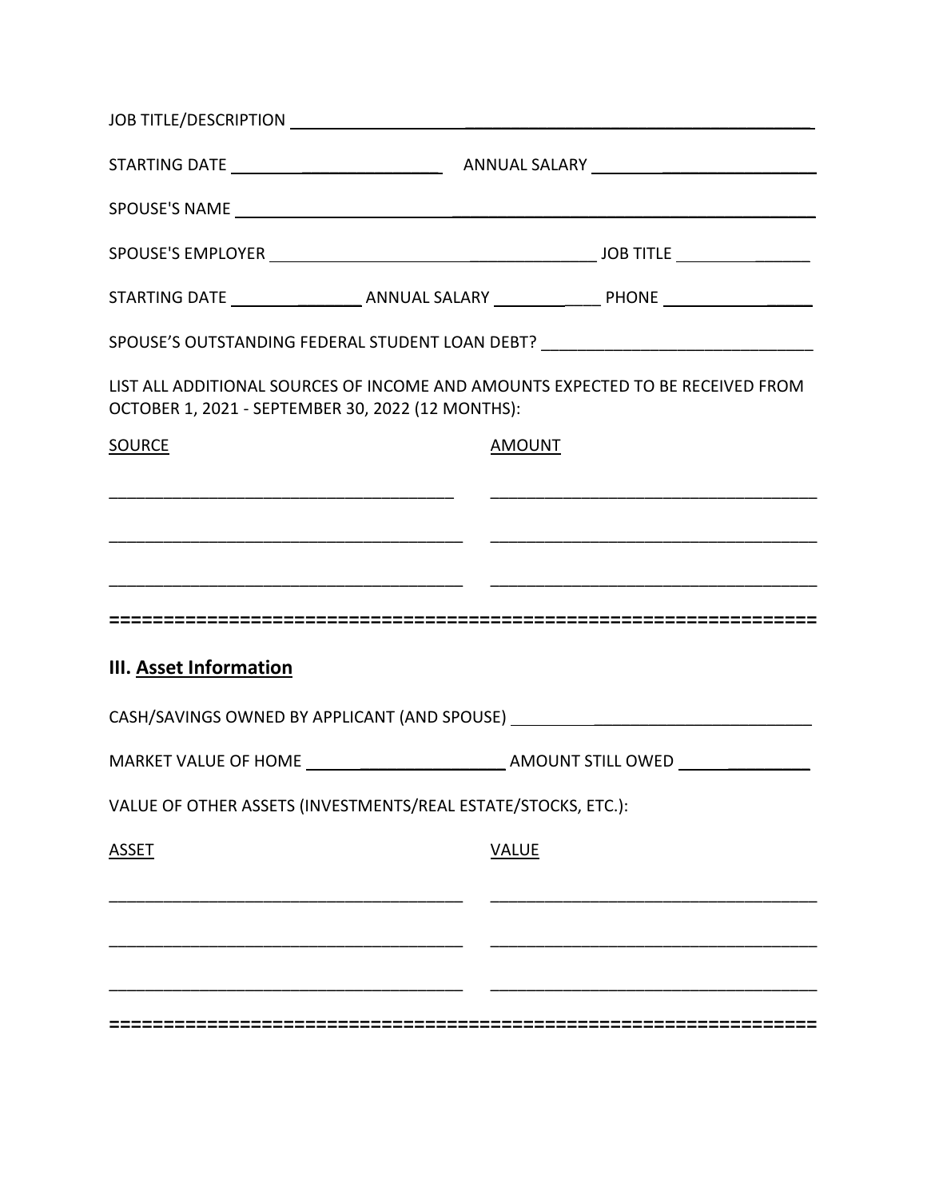JOB TITLE/DESCRIPTION ___________________________________________

STARTING DATE ______________________ ANNUAL SALARY ______________________

SPOUSE'S NAME ___________________________________________

SPOUSE'S EMPLOYER ______________________ JOB TITLE ______________

STARTING DATE ______________ ANNUAL SALARY ______________ PHONE ______________

SPOUSE'S OUTSTANDING FEDERAL STUDENT LOAN DEBT? ______________________________

LIST ALL ADDITIONAL SOURCES OF INCOME AND AMOUNTS EXPECTED TO BE RECEIVED FROM OCTOBER 1, 2021 - SEPTEMBER 30, 2022 (12 MONTHS):

| SOURCE | AMOUNT |
|---|---|
| _______________________________________ | ___________________________________ |
| _______________________________________ | ___________________________________ |
| _______________________________________ | ___________________________________ |

==================================================================

## III. Asset Information

CASH/SAVINGS OWNED BY APPLICANT (AND SPOUSE) ______________________________

MARKET VALUE OF HOME ______________________ AMOUNT STILL OWED ______________

VALUE OF OTHER ASSETS (INVESTMENTS/REAL ESTATE/STOCKS, ETC.):

| ASSET | VALUE |
|---|---|
| _______________________________________ | ___________________________________ |
| _______________________________________ | ___________________________________ |
| _______________________________________ | ___________________________________ |

==================================================================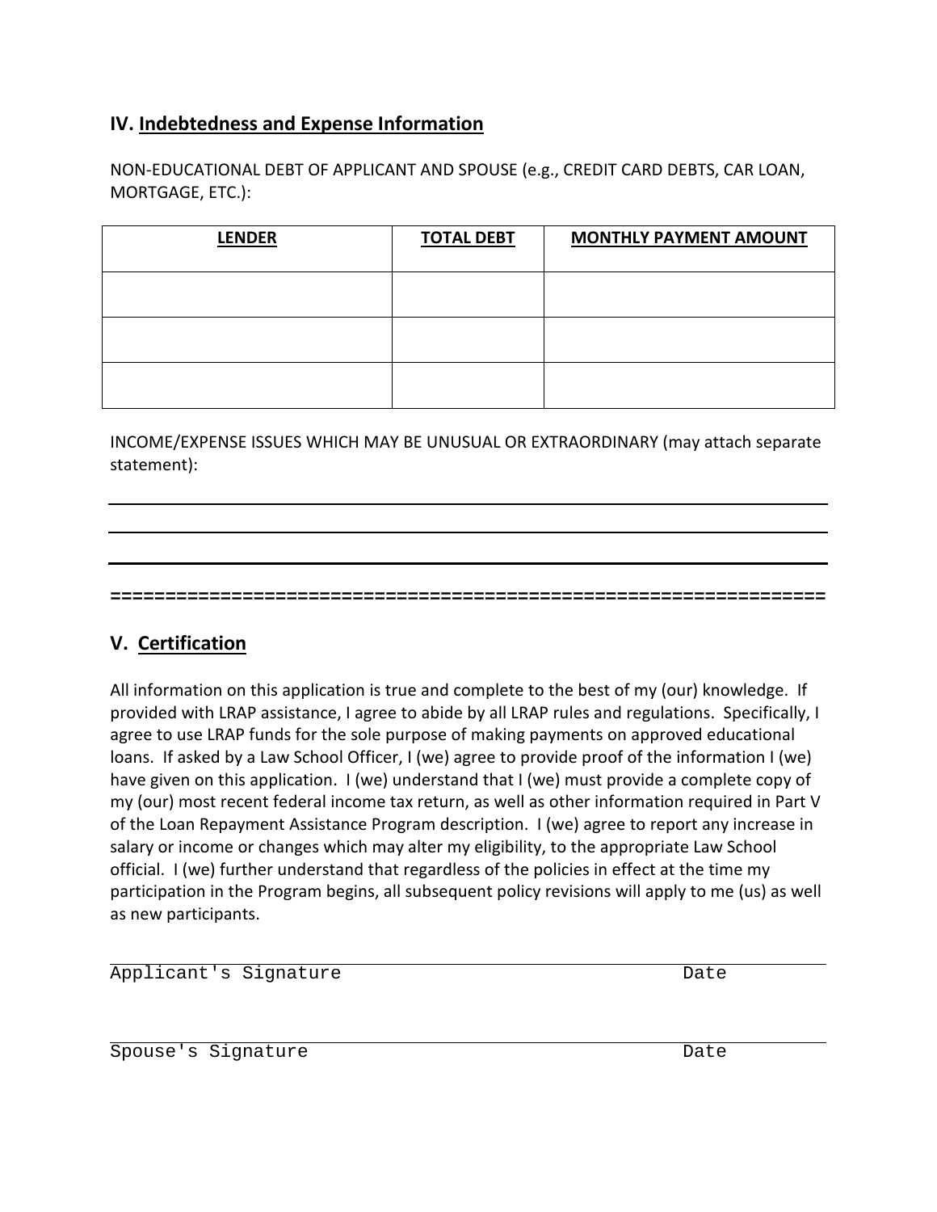## IV. Indebtedness and Expense Information

NON-EDUCATIONAL DEBT OF APPLICANT AND SPOUSE (e.g., CREDIT CARD DEBTS, CAR LOAN, MORTGAGE, ETC.):

| LENDER | TOTAL DEBT | MONTHLY PAYMENT AMOUNT |
|---|---|---|
| | | |
| | | |
| | | |

INCOME/EXPENSE ISSUES WHICH MAY BE UNUSUAL OR EXTRAORDINARY (may attach separate statement):

______________________________________________________________________________

______________________________________________________________________________

______________________________________________________________________________

=================================================================

## V. Certification

All information on this application is true and complete to the best of my (our) knowledge. If provided with LRAP assistance, I agree to abide by all LRAP rules and regulations. Specifically, I agree to use LRAP funds for the sole purpose of making payments on approved educational loans. If asked by a Law School Officer, I (we) agree to provide proof of the information I (we) have given on this application. I (we) understand that I (we) must provide a complete copy of my (our) most recent federal income tax return, as well as other information required in Part V of the Loan Repayment Assistance Program description. I (we) agree to report any increase in salary or income or changes which may alter my eligibility, to the appropriate Law School official. I (we) further understand that regardless of the policies in effect at the time my participation in the Program begins, all subsequent policy revisions will apply to me (us) as well as new participants.

______________________________________________________________________________
Applicant's Signature                                                                                    Date

______________________________________________________________________________
Spouse's Signature                                                                                        Date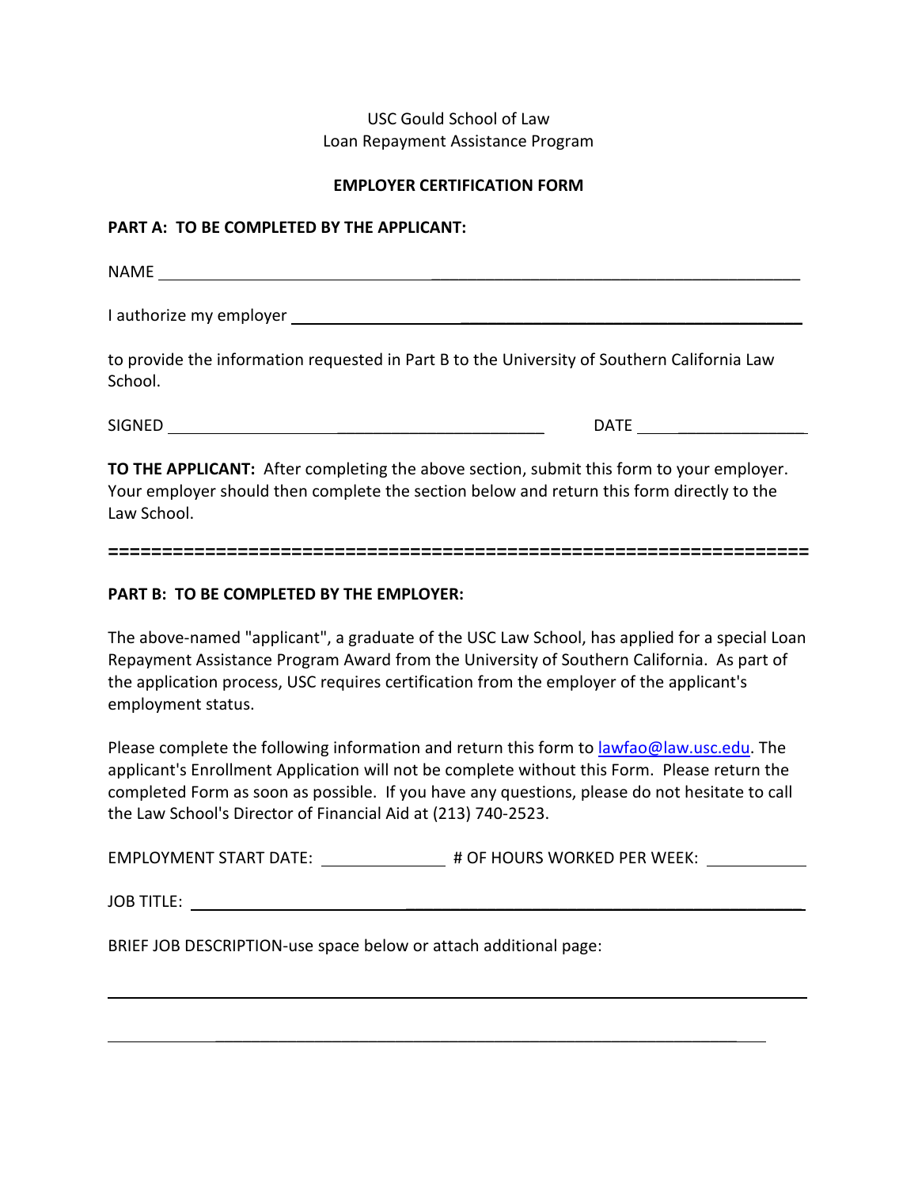USC Gould School of Law
Loan Repayment Assistance Program

**EMPLOYER CERTIFICATION FORM**

**PART A: TO BE COMPLETED BY THE APPLICANT:**

NAME ______________________________________________

I authorize my employer ______________________________________________

to provide the information requested in Part B to the University of Southern California Law School.

SIGNED ______________________________ DATE ____________________

**TO THE APPLICANT:** After completing the above section, submit this form to your employer. Your employer should then complete the section below and return this form directly to the Law School.

**================================================================**

**PART B: TO BE COMPLETED BY THE EMPLOYER:**

The above-named "applicant", a graduate of the USC Law School, has applied for a special Loan Repayment Assistance Program Award from the University of Southern California. As part of the application process, USC requires certification from the employer of the applicant's employment status.

Please complete the following information and return this form to lawfao@law.usc.edu. The applicant's Enrollment Application will not be complete without this Form. Please return the completed Form as soon as possible. If you have any questions, please do not hesitate to call the Law School's Director of Financial Aid at (213) 740-2523.

EMPLOYMENT START DATE: ______________ # OF HOURS WORKED PER WEEK: ____________

JOB TITLE: ______________________________________________

BRIEF JOB DESCRIPTION-use space below or attach additional page:

______________________________________________________________________

______________________________________________________________________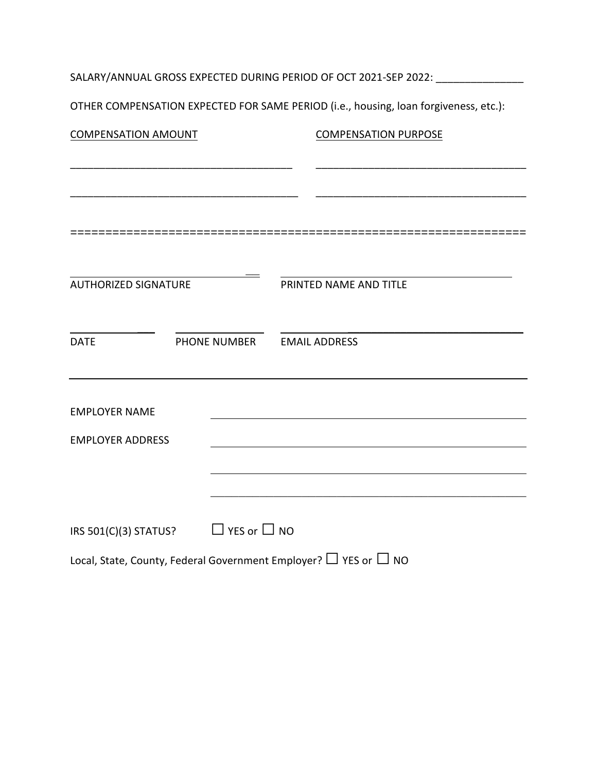SALARY/ANNUAL GROSS EXPECTED DURING PERIOD OF OCT 2021-SEP 2022: _______________

OTHER COMPENSATION EXPECTED FOR SAME PERIOD (i.e., housing, loan forgiveness, etc.):

| COMPENSATION AMOUNT | COMPENSATION PURPOSE |
| --- | --- |
| _______________________________________ | ____________________________________ |
| _______________________________________ | ____________________________________ |

=================================================================

| _______________________________ | _______________________________ |
| --- | --- |
| AUTHORIZED SIGNATURE | PRINTED NAME AND TITLE |

| ______________ | ______________ | ______________________________ |
| --- | --- | --- |
| DATE | PHONE NUMBER | EMAIL ADDRESS |

---

EMPLOYER NAME _______________________________________________

EMPLOYER ADDRESS _______________________________________________

_______________________________________________

_______________________________________________

IRS 501(C)(3) STATUS? ☐ YES or ☐ NO

Local, State, County, Federal Government Employer? ☐ YES or ☐ NO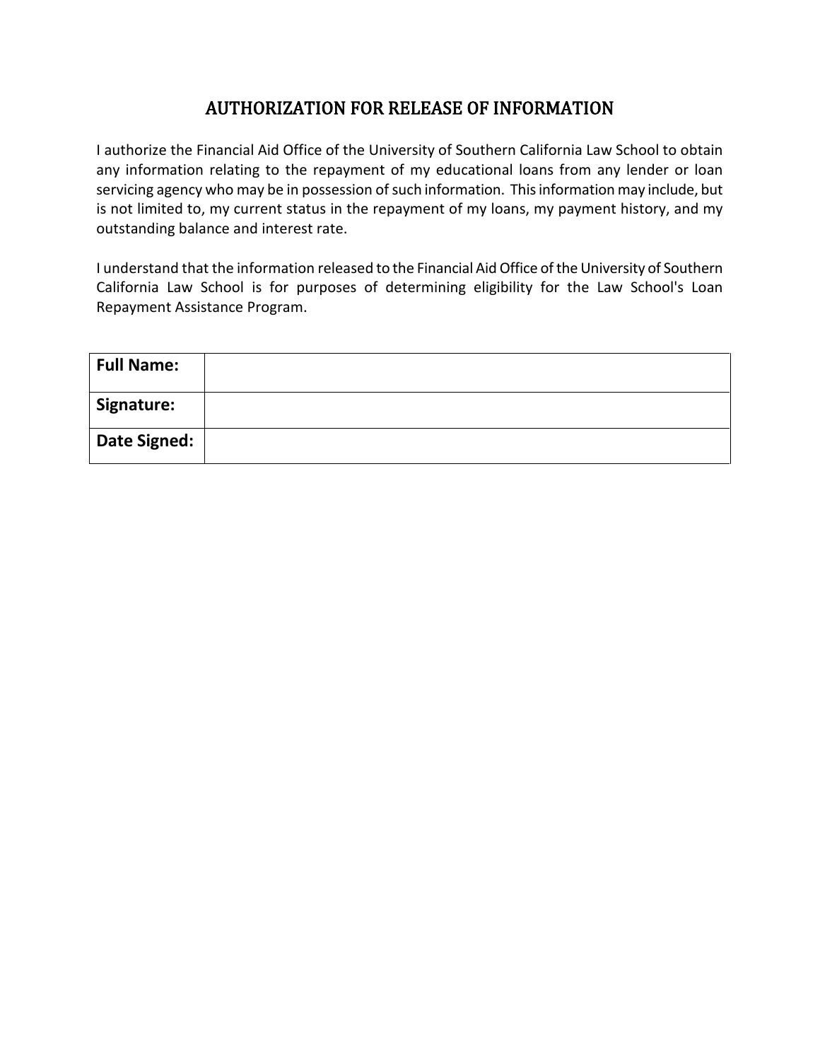# AUTHORIZATION FOR RELEASE OF INFORMATION

I authorize the Financial Aid Office of the University of Southern California Law School to obtain any information relating to the repayment of my educational loans from any lender or loan servicing agency who may be in possession of such information. This information may include, but is not limited to, my current status in the repayment of my loans, my payment history, and my outstanding balance and interest rate.

I understand that the information released to the Financial Aid Office of the University of Southern California Law School is for purposes of determining eligibility for the Law School's Loan Repayment Assistance Program.

| **Full Name:** | |
|---|---|
| **Signature:** | |
| **Date Signed:** | |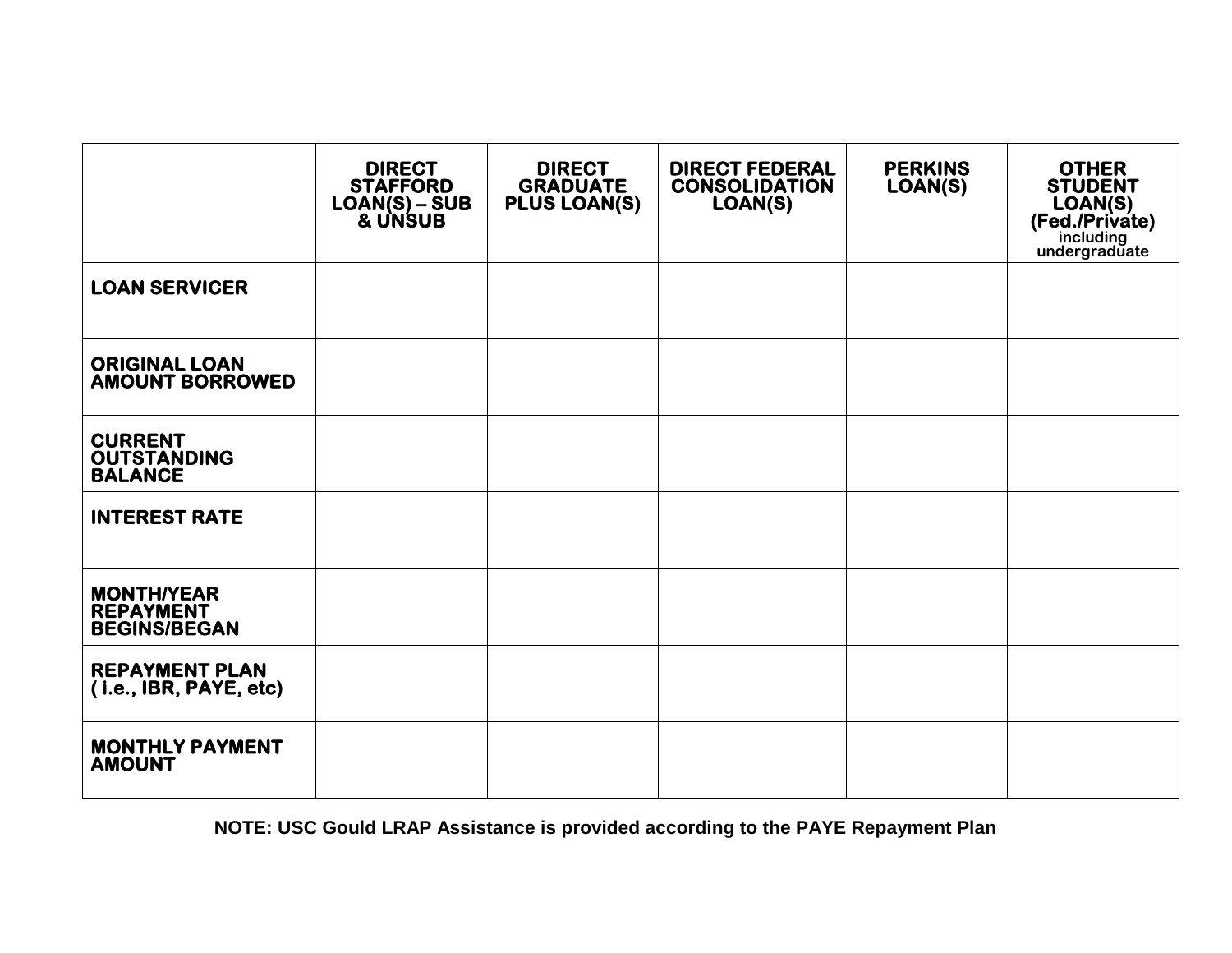| | DIRECT STAFFORD LOAN(S) – SUB & UNSUB | DIRECT GRADUATE PLUS LOAN(S) | DIRECT FEDERAL CONSOLIDATION LOAN(S) | PERKINS LOAN(S) | OTHER STUDENT LOAN(S) (Fed./Private) including undergraduate |
|---|---|---|---|---|---|
| **LOAN SERVICER** | | | | | |
| **ORIGINAL LOAN AMOUNT BORROWED** | | | | | |
| **CURRENT OUTSTANDING BALANCE** | | | | | |
| **INTEREST RATE** | | | | | |
| **MONTH/YEAR REPAYMENT BEGINS/BEGAN** | | | | | |
| **REPAYMENT PLAN ( i.e., IBR, PAYE, etc)** | | | | | |
| **MONTHLY PAYMENT AMOUNT** | | | | | |

**NOTE: USC Gould LRAP Assistance is provided according to the PAYE Repayment Plan**